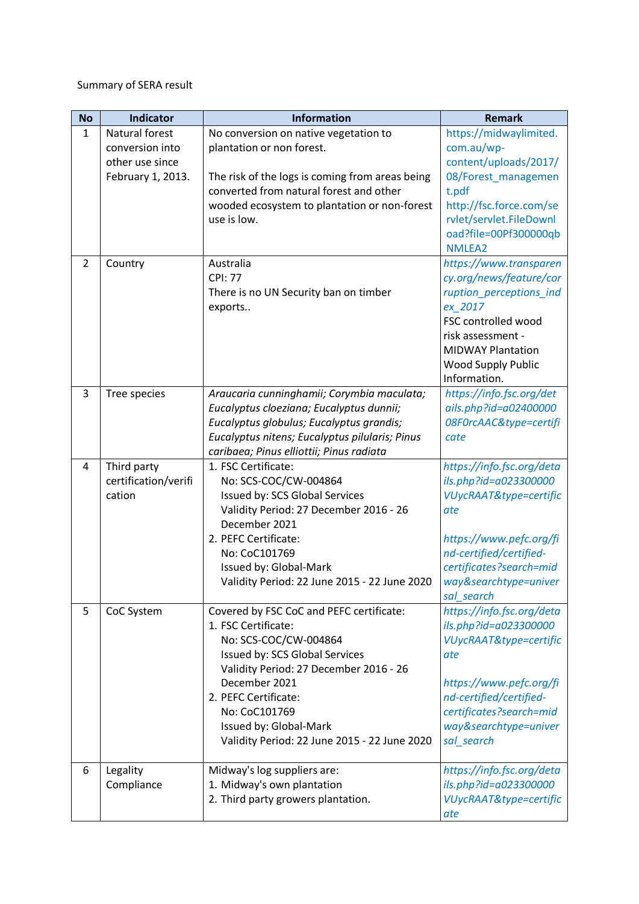Summary of SERA result

| No | Indicator | Information | Remark |
|---|---|---|---|
| 1 | Natural forest conversion into other use since February 1, 2013. | No conversion on native vegetation to plantation or non forest.<br><br>The risk of the logs is coming from areas being converted from natural forest and other wooded ecosystem to plantation or non-forest use is low. | https://midwaylimited.com.au/wp-content/uploads/2017/08/Forest_management.pdf<br>http://fsc.force.com/servlet/servlet.FileDownload?file=00Pf300000qbNMLEA2 |
| 2 | Country | Australia<br>CPI: 77<br>There is no UN Security ban on timber exports.. | *https://www.transparency.org/news/feature/corruption_perceptions_index_2017*<br>FSC controlled wood risk assessment - MIDWAY Plantation Wood Supply Public Information. |
| 3 | Tree species | *Araucaria cunninghamii; Corymbia maculata; Eucalyptus cloeziana; Eucalyptus dunnii; Eucalyptus globulus; Eucalyptus grandis; Eucalyptus nitens; Eucalyptus pilularis; Pinus caribaea; Pinus elliottii; Pinus radiata* | *https://info.fsc.org/details.php?id=a0240000008F0rcAAC&type=certificate* |
| 4 | Third party certification/verification | 1. FSC Certificate:<br>No: SCS-COC/CW-004864<br>Issued by: SCS Global Services<br>Validity Period: 27 December 2016 - 26 December 2021<br>2. PEFC Certificate:<br>No: CoC101769<br>Issued by: Global-Mark<br>Validity Period: 22 June 2015 - 22 June 2020 | *https://info.fsc.org/details.php?id=a023300000VUycRAAT&type=certificate*<br><br>*https://www.pefc.org/find-certified/certified-certificates?search=midway&searchtype=universal_search* |
| 5 | CoC System | Covered by FSC CoC and PEFC certificate:<br>1. FSC Certificate:<br>No: SCS-COC/CW-004864<br>Issued by: SCS Global Services<br>Validity Period: 27 December 2016 - 26 December 2021<br>2. PEFC Certificate:<br>No: CoC101769<br>Issued by: Global-Mark<br>Validity Period: 22 June 2015 - 22 June 2020 | *https://info.fsc.org/details.php?id=a023300000VUycRAAT&type=certificate*<br><br>*https://www.pefc.org/find-certified/certified-certificates?search=midway&searchtype=universal_search* |
| 6 | Legality Compliance | Midway's log suppliers are:<br>1. Midway's own plantation<br>2. Third party growers plantation. | *https://info.fsc.org/details.php?id=a023300000VUycRAAT&type=certificate* |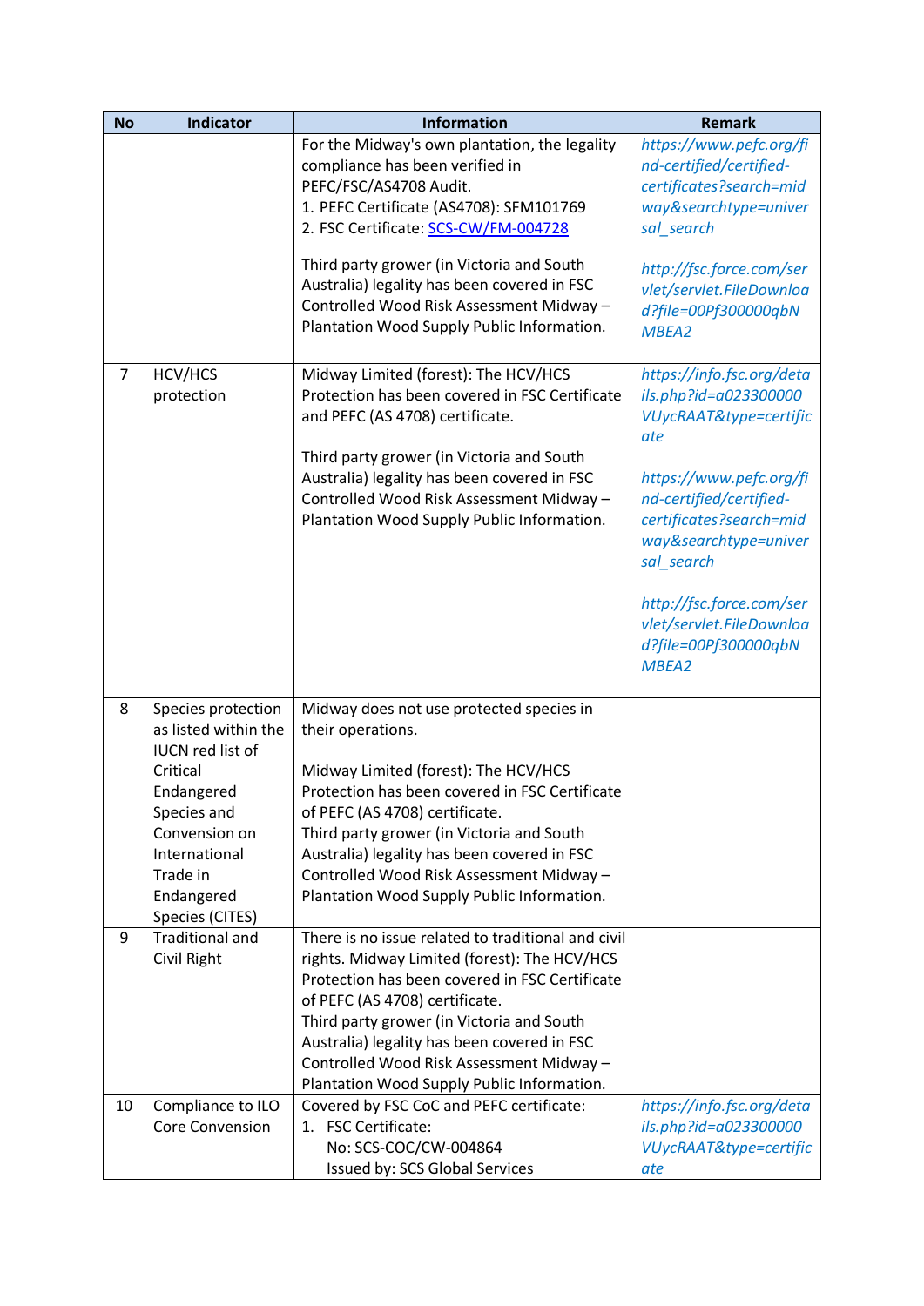| No | Indicator | Information | Remark |
|---|---|---|---|
| | | For the Midway's own plantation, the legality compliance has been verified in PEFC/FSC/AS4708 Audit.<br>1. PEFC Certificate (AS4708): SFM101769<br>2. FSC Certificate: SCS-CW/FM-004728<br><br>Third party grower (in Victoria and South Australia) legality has been covered in FSC Controlled Wood Risk Assessment Midway – Plantation Wood Supply Public Information. | *https://www.pefc.org/find-certified/certified-certificates?search=midway&searchtype=universal_search*<br><br>*http://fsc.force.com/servlet/servlet.FileDownload?file=00Pf300000qbNMBEA2* |
| 7 | HCV/HCS protection | Midway Limited (forest): The HCV/HCS Protection has been covered in FSC Certificate and PEFC (AS 4708) certificate.<br><br>Third party grower (in Victoria and South Australia) legality has been covered in FSC Controlled Wood Risk Assessment Midway – Plantation Wood Supply Public Information. | *https://info.fsc.org/details.php?id=a023300000VUycRAAT&type=certificate*<br><br>*https://www.pefc.org/find-certified/certified-certificates?search=midway&searchtype=universal_search*<br><br>*http://fsc.force.com/servlet/servlet.FileDownload?file=00Pf300000qbNMBEA2* |
| 8 | Species protection as listed within the IUCN red list of Critical Endangered Species and Convension on International Trade in Endangered Species (CITES) | Midway does not use protected species in their operations.<br><br>Midway Limited (forest): The HCV/HCS Protection has been covered in FSC Certificate of PEFC (AS 4708) certificate.<br>Third party grower (in Victoria and South Australia) legality has been covered in FSC Controlled Wood Risk Assessment Midway – Plantation Wood Supply Public Information. | |
| 9 | Traditional and Civil Right | There is no issue related to traditional and civil rights. Midway Limited (forest): The HCV/HCS Protection has been covered in FSC Certificate of PEFC (AS 4708) certificate.<br>Third party grower (in Victoria and South Australia) legality has been covered in FSC Controlled Wood Risk Assessment Midway – Plantation Wood Supply Public Information. | |
| 10 | Compliance to ILO Core Convension | Covered by FSC CoC and PEFC certificate:<br>1. FSC Certificate:<br>No: SCS-COC/CW-004864<br>Issued by: SCS Global Services | *https://info.fsc.org/details.php?id=a023300000VUycRAAT&type=certificate* |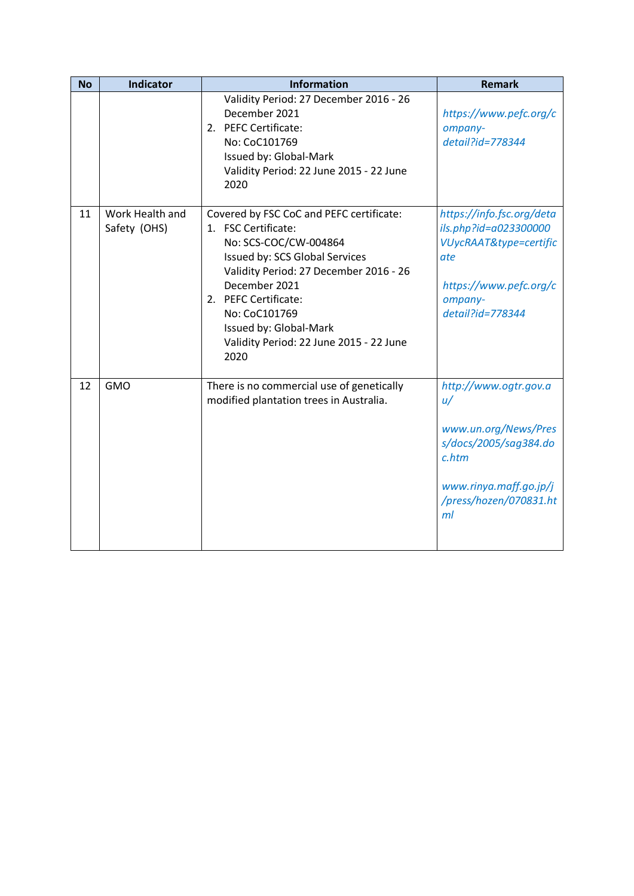| No | Indicator | Information | Remark |
| --- | --- | --- | --- |
| | | Validity Period: 27 December 2016 - 26 December 2021<br>2. PEFC Certificate:<br>No: CoC101769<br>Issued by: Global-Mark<br>Validity Period: 22 June 2015 - 22 June 2020 | *https://www.pefc.org/company-detail?id=778344* |
| 11 | Work Health and Safety (OHS) | Covered by FSC CoC and PEFC certificate:<br>1. FSC Certificate:<br>No: SCS-COC/CW-004864<br>Issued by: SCS Global Services<br>Validity Period: 27 December 2016 - 26 December 2021<br>2. PEFC Certificate:<br>No: CoC101769<br>Issued by: Global-Mark<br>Validity Period: 22 June 2015 - 22 June 2020 | *https://info.fsc.org/details.php?id=a023300000VUycRAAT&type=certificate*<br><br>*https://www.pefc.org/company-detail?id=778344* |
| 12 | GMO | There is no commercial use of genetically modified plantation trees in Australia. | *http://www.ogtr.gov.au/*<br><br>*www.un.org/News/Press/docs/2005/sag384.doc.htm*<br><br>*www.rinya.maff.go.jp/j/press/hozen/070831.html* |